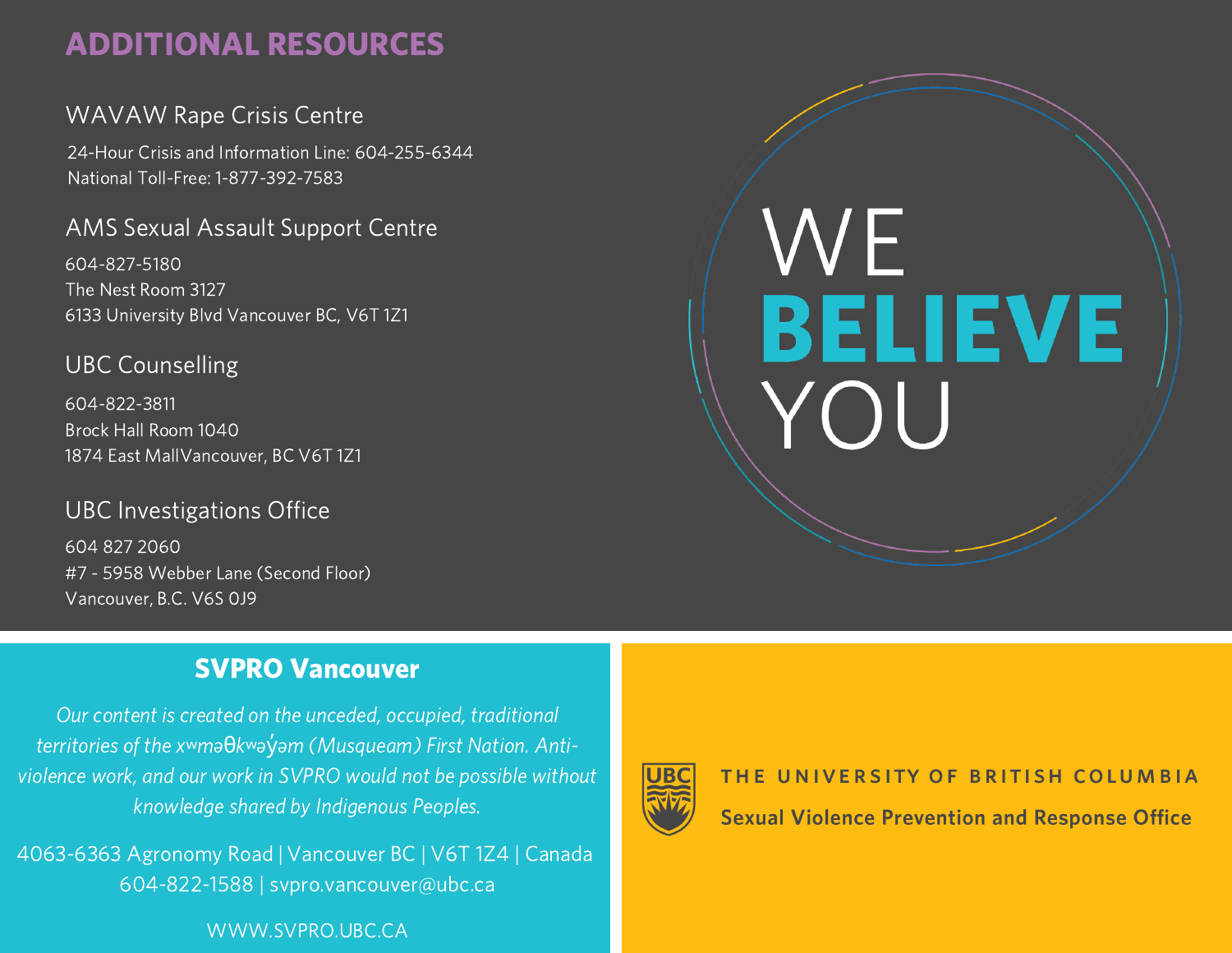## ADDITIONAL RESOURCES

### WAVAW Rape Crisis Centre

24-Hour Crisis and Information Line: 604-255-6344
National Toll-Free: 1-877-392-7583

### AMS Sexual Assault Support Centre

604-827-5180
The Nest Room 3127
6133 University Blvd Vancouver BC, V6T 1Z1

### UBC Counselling

604-822-3811
Brock Hall Room 1040
1874 East MallVancouver, BC V6T 1Z1

### UBC Investigations Office

604 827 2060
#7 - 5958 Webber Lane (Second Floor)
Vancouver, B.C. V6S 0J9

WE **BELIEVE** YOU

## SVPRO Vancouver

*Our content is created on the unceded, occupied, traditional territories of the xʷməθkʷəy̓əm (Musqueam) First Nation. Anti-violence work, and our work in SVPRO would not be possible without knowledge shared by Indigenous Peoples.*

4063-6363 Agronomy Road | Vancouver BC | V6T 1Z4 | Canada
604-822-1588 | svpro.vancouver@ubc.ca

WWW.SVPRO.UBC.CA

THE UNIVERSITY OF BRITISH COLUMBIA
**Sexual Violence Prevention and Response Office**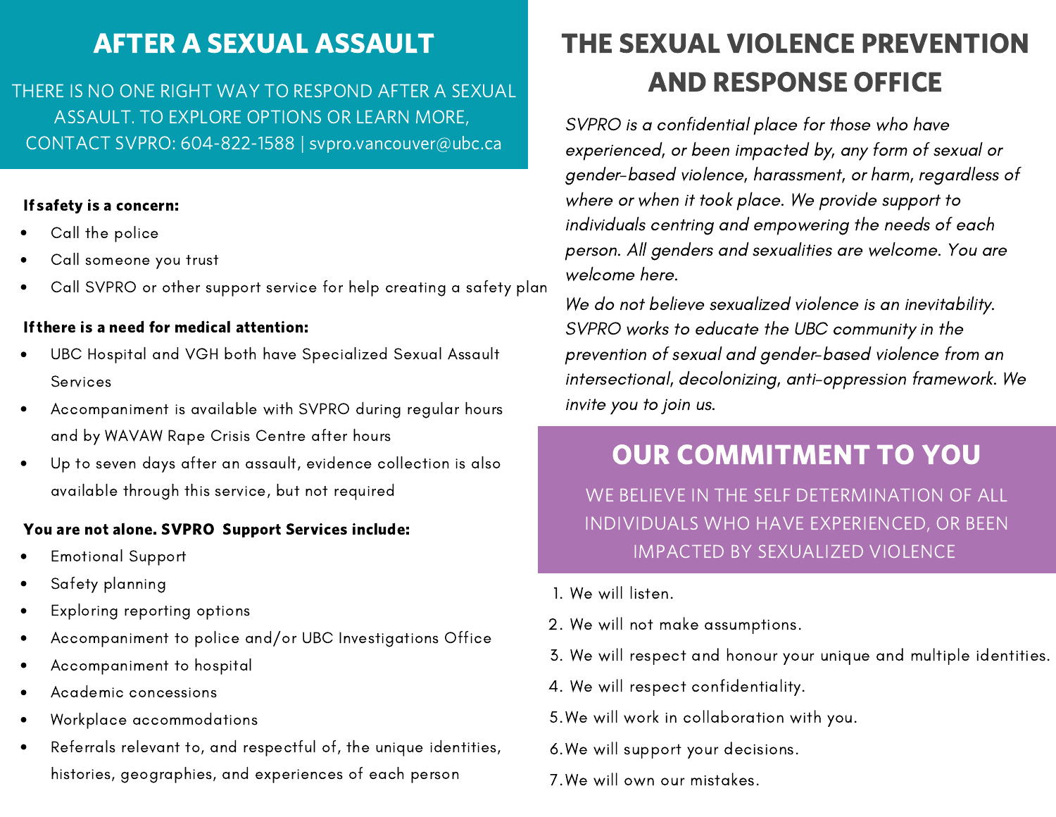## AFTER A SEXUAL ASSAULT

THERE IS NO ONE RIGHT WAY TO RESPOND AFTER A SEXUAL ASSAULT. TO EXPLORE OPTIONS OR LEARN MORE, CONTACT SVPRO: 604-822-1588 | svpro.vancouver@ubc.ca

**If safety is a concern:**

- Call the police
- Call someone you trust
- Call SVPRO or other support service for help creating a safety plan

**If there is a need for medical attention:**

- UBC Hospital and VGH both have Specialized Sexual Assault Services
- Accompaniment is available with SVPRO during regular hours and by WAVAW Rape Crisis Centre after hours
- Up to seven days after an assault, evidence collection is also available through this service, but not required

**You are not alone. SVPRO Support Services include:**

- Emotional Support
- Safety planning
- Exploring reporting options
- Accompaniment to police and/or UBC Investigations Office
- Accompaniment to hospital
- Academic concessions
- Workplace accommodations
- Referrals relevant to, and respectful of, the unique identities, histories, geographies, and experiences of each person

## THE SEXUAL VIOLENCE PREVENTION AND RESPONSE OFFICE

*SVPRO is a confidential place for those who have experienced, or been impacted by, any form of sexual or gender-based violence, harassment, or harm, regardless of where or when it took place. We provide support to individuals centring and empowering the needs of each person. All genders and sexualities are welcome. You are welcome here.*

*We do not believe sexualized violence is an inevitability. SVPRO works to educate the UBC community in the prevention of sexual and gender-based violence from an intersectional, decolonizing, anti-oppression framework. We invite you to join us.*

## OUR COMMITMENT TO YOU

WE BELIEVE IN THE SELF DETERMINATION OF ALL INDIVIDUALS WHO HAVE EXPERIENCED, OR BEEN IMPACTED BY SEXUALIZED VIOLENCE

1. We will listen.
2. We will not make assumptions.
3. We will respect and honour your unique and multiple identities.
4. We will respect confidentiality.
5. We will work in collaboration with you.
6. We will support your decisions.
7. We will own our mistakes.